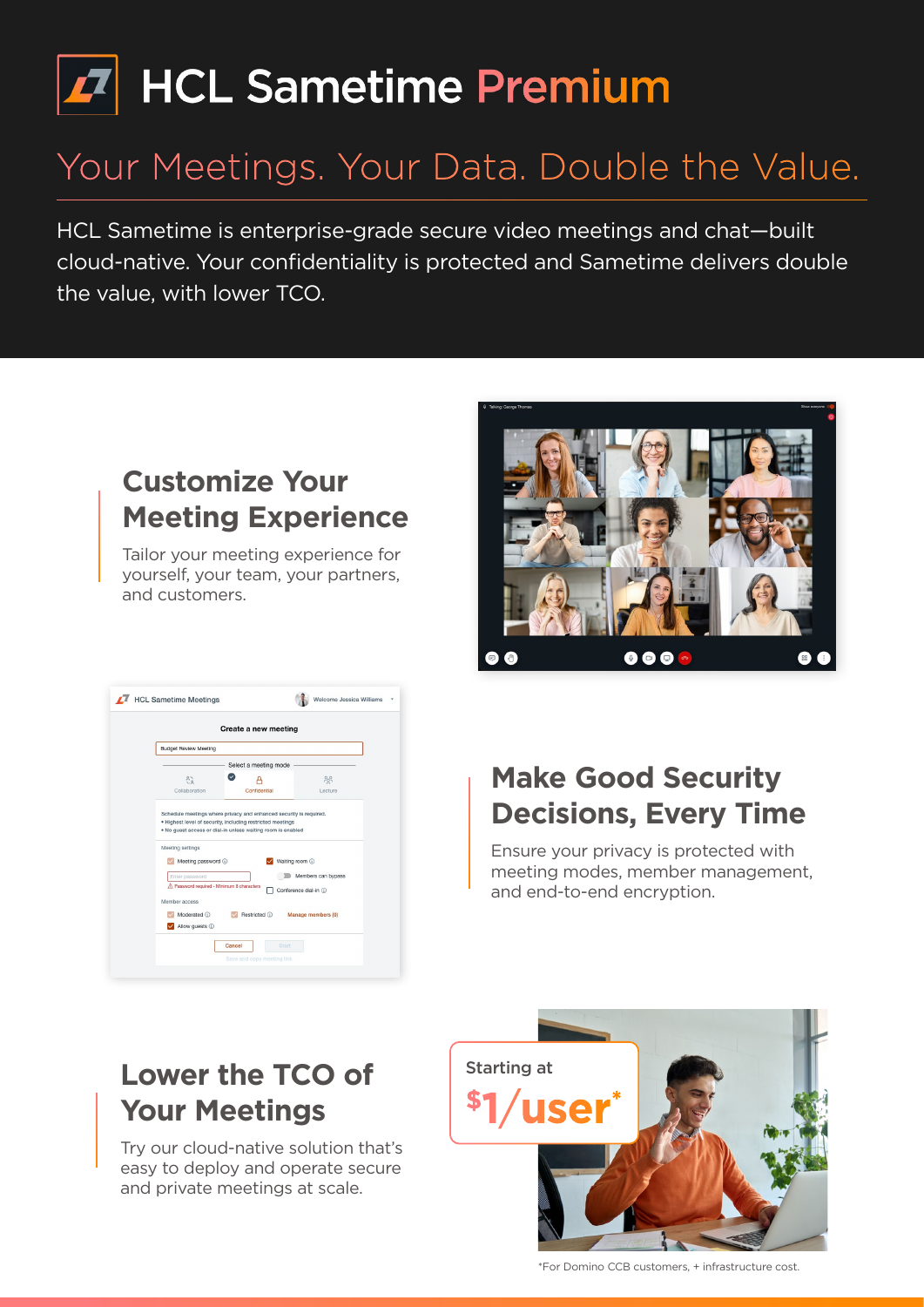# HCL Sametime Premium

## Your Meetings. Your Data. Double the Value.

HCL Sametime is enterprise-grade secure video meetings and chat—built cloud-native. Your confidentiality is protected and Sametime delivers double the value, with lower TCO.

## Customize Your Meeting Experience

Tailor your meeting experience for yourself, your team, your partners, and customers.

## Make Good Security Decisions, Every Time

Ensure your privacy is protected with meeting modes, member management, and end-to-end encryption.

## Lower the TCO of Your Meetings

Try our cloud-native solution that's easy to deploy and operate secure and private meetings at scale.

Starting at

**$1/user***

*For Domino CCB customers, + infrastructure cost.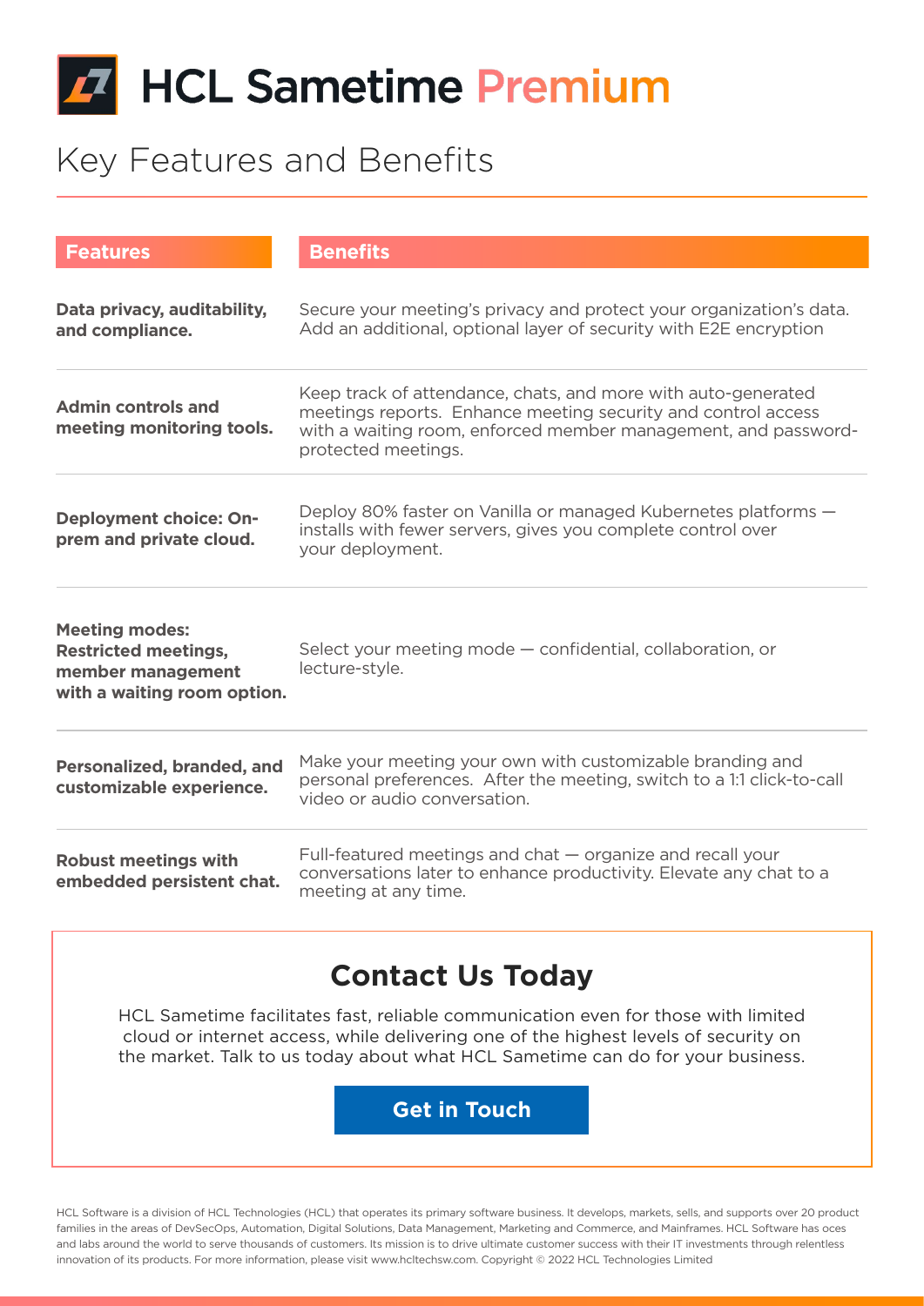# HCL Sametime Premium

## Key Features and Benefits

| Features | Benefits |
|---|---|
| **Data privacy, auditability, and compliance.** | Secure your meeting's privacy and protect your organization's data. Add an additional, optional layer of security with E2E encryption |
| **Admin controls and meeting monitoring tools.** | Keep track of attendance, chats, and more with auto-generated meetings reports. Enhance meeting security and control access with a waiting room, enforced member management, and password-protected meetings. |
| **Deployment choice: On-prem and private cloud.** | Deploy 80% faster on Vanilla or managed Kubernetes platforms — installs with fewer servers, gives you complete control over your deployment. |
| **Meeting modes: Restricted meetings, member management with a waiting room option.** | Select your meeting mode — confidential, collaboration, or lecture-style. |
| **Personalized, branded, and customizable experience.** | Make your meeting your own with customizable branding and personal preferences. After the meeting, switch to a 1:1 click-to-call video or audio conversation. |
| **Robust meetings with embedded persistent chat.** | Full-featured meetings and chat — organize and recall your conversations later to enhance productivity. Elevate any chat to a meeting at any time. |

## Contact Us Today

HCL Sametime facilitates fast, reliable communication even for those with limited cloud or internet access, while delivering one of the highest levels of security on the market. Talk to us today about what HCL Sametime can do for your business.

**Get in Touch**

HCL Software is a division of HCL Technologies (HCL) that operates its primary software business. It develops, markets, sells, and supports over 20 product families in the areas of DevSecOps, Automation, Digital Solutions, Data Management, Marketing and Commerce, and Mainframes. HCL Software has oces and labs around the world to serve thousands of customers. Its mission is to drive ultimate customer success with their IT investments through relentless innovation of its products. For more information, please visit www.hcltechsw.com. Copyright © 2022 HCL Technologies Limited